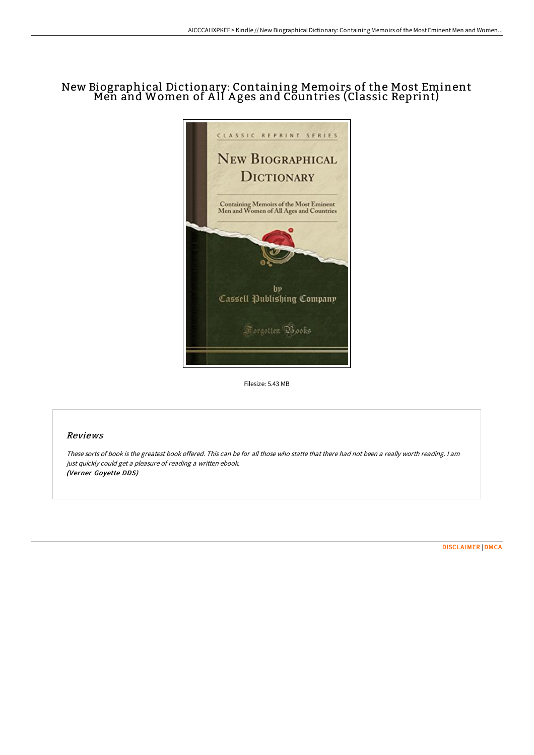# New Biographical Dictionary: Containing Memoirs of the Most Eminent Men and Women of All Ages and Countries (Classic Reprint)

Filesize: 5.43 MB

## Reviews

*These sorts of book is the greatest book offered. This can be for all those who statte that there had not been a really worth reading. I am just quickly could get a pleasure of reading a written ebook.*
***(Verner Goyette DDS)***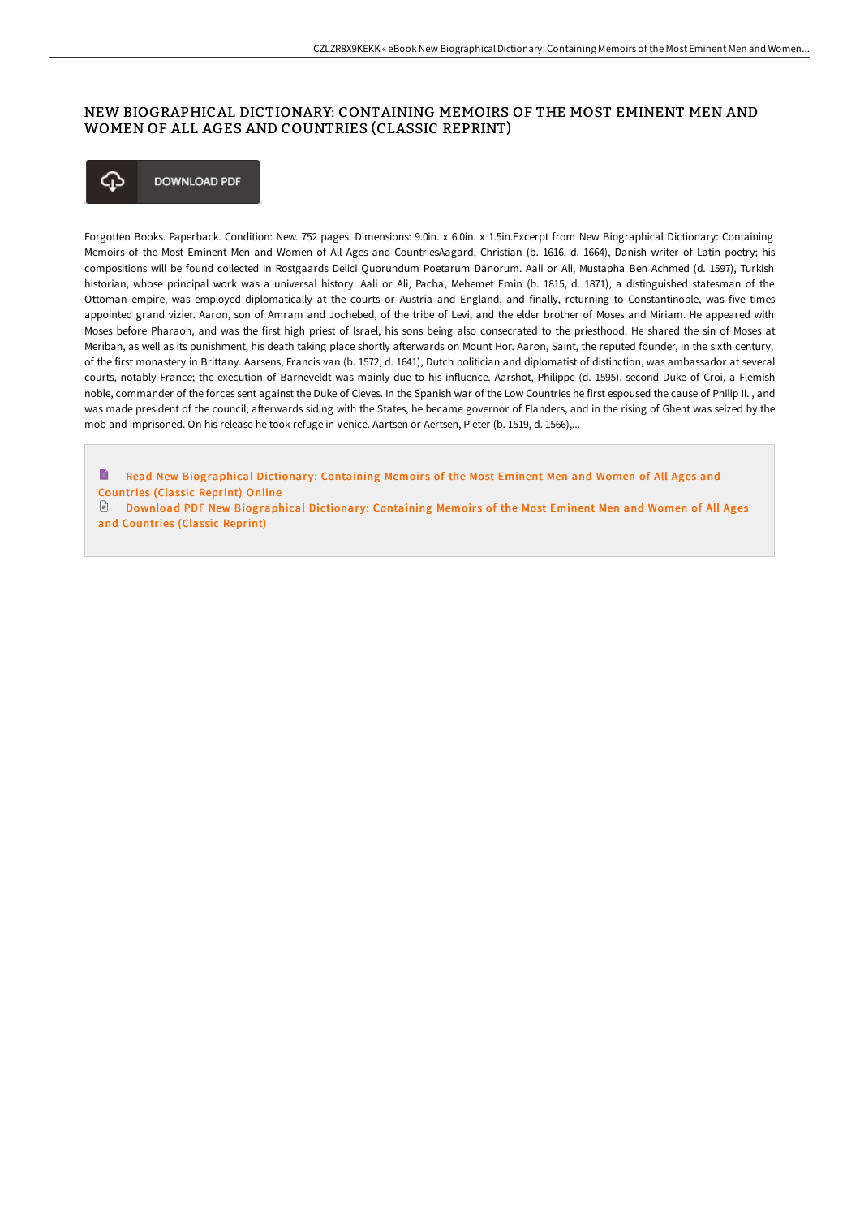# NEW BIOGRAPHICAL DICTIONARY: CONTAINING MEMOIRS OF THE MOST EMINENT MEN AND WOMEN OF ALL AGES AND COUNTRIES (CLASSIC REPRINT)

DOWNLOAD PDF

Forgotten Books. Paperback. Condition: New. 752 pages. Dimensions: 9.0in. x 6.0in. x 1.5in.Excerpt from New Biographical Dictionary: Containing Memoirs of the Most Eminent Men and Women of All Ages and CountriesAagard, Christian (b. 1616, d. 1664), Danish writer of Latin poetry; his compositions will be found collected in Rostgaards Delici Quorundum Poetarum Danorum. Aali or Ali, Mustapha Ben Achmed (d. 1597), Turkish historian, whose principal work was a universal history. Aali or Ali, Pacha, Mehemet Emin (b. 1815, d. 1871), a distinguished statesman of the Ottoman empire, was employed diplomatically at the courts or Austria and England, and finally, returning to Constantinople, was five times appointed grand vizier. Aaron, son of Amram and Jochebed, of the tribe of Levi, and the elder brother of Moses and Miriam. He appeared with Moses before Pharaoh, and was the first high priest of Israel, his sons being also consecrated to the priesthood. He shared the sin of Moses at Meribah, as well as its punishment, his death taking place shortly afterwards on Mount Hor. Aaron, Saint, the reputed founder, in the sixth century, of the first monastery in Brittany. Aarsens, Francis van (b. 1572, d. 1641), Dutch politician and diplomatist of distinction, was ambassador at several courts, notably France; the execution of Barneveldt was mainly due to his influence. Aarshot, Philippe (d. 1595), second Duke of Croi, a Flemish noble, commander of the forces sent against the Duke of Cleves. In the Spanish war of the Low Countries he first espoused the cause of Philip II. , and was made president of the council; afterwards siding with the States, he became governor of Flanders, and in the rising of Ghent was seized by the mob and imprisoned. On his release he took refuge in Venice. Aartsen or Aertsen, Pieter (b. 1519, d. 1566),...

Read New Biographical Dictionary: Containing Memoirs of the Most Eminent Men and Women of All Ages and Countries (Classic Reprint) Online

Download PDF New Biographical Dictionary: Containing Memoirs of the Most Eminent Men and Women of All Ages and Countries (Classic Reprint)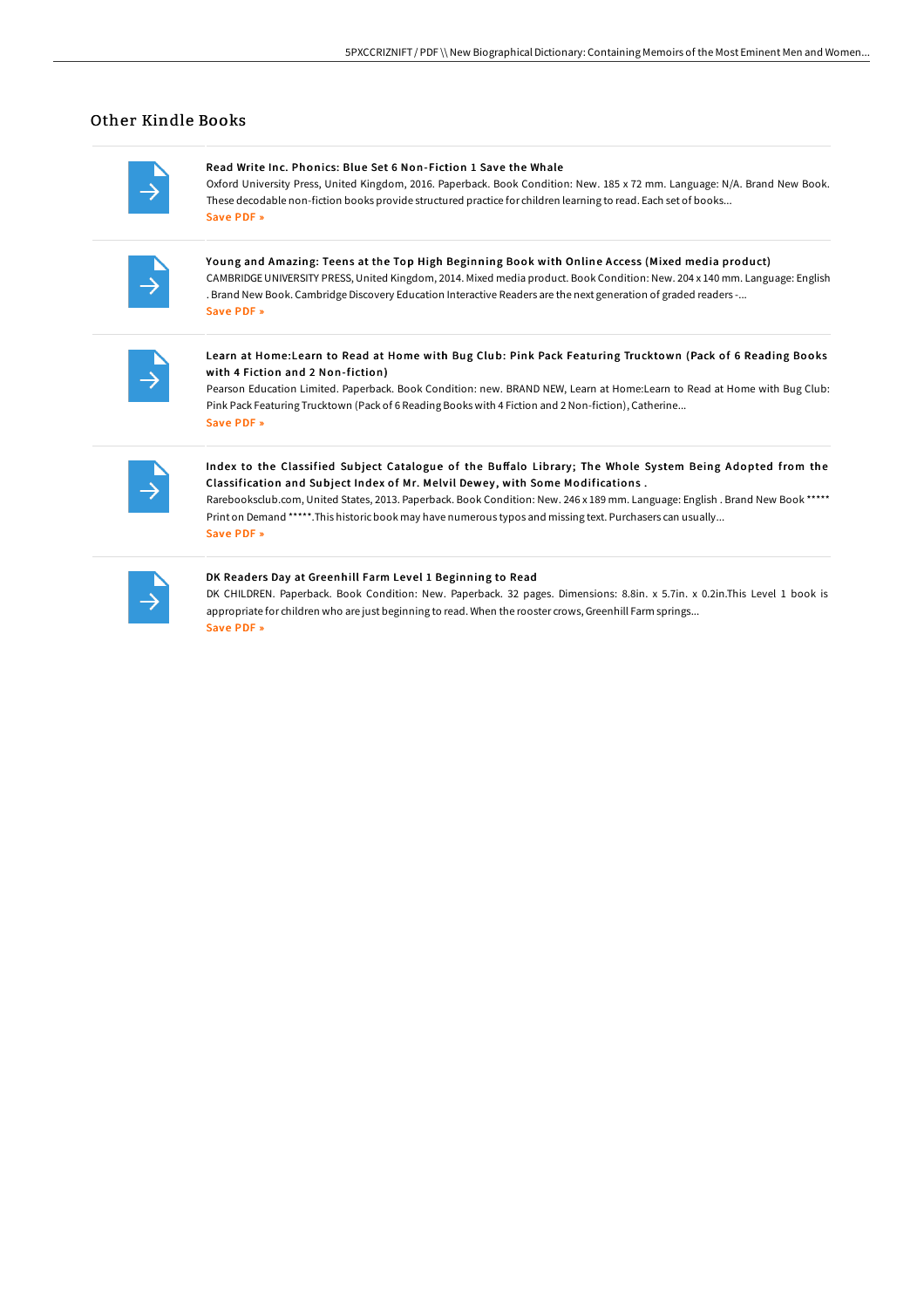## Other Kindle Books

### Read Write Inc. Phonics: Blue Set 6 Non-Fiction 1 Save the Whale

Oxford University Press, United Kingdom, 2016. Paperback. Book Condition: New. 185 x 72 mm. Language: N/A. Brand New Book. These decodable non-fiction books provide structured practice for children learning to read. Each set of books...

Save PDF »

### Young and Amazing: Teens at the Top High Beginning Book with Online Access (Mixed media product)

CAMBRIDGE UNIVERSITY PRESS, United Kingdom, 2014. Mixed media product. Book Condition: New. 204 x 140 mm. Language: English . Brand New Book. Cambridge Discovery Education Interactive Readers are the next generation of graded readers -...

Save PDF »

### Learn at Home:Learn to Read at Home with Bug Club: Pink Pack Featuring Trucktown (Pack of 6 Reading Books with 4 Fiction and 2 Non-fiction)

Pearson Education Limited. Paperback. Book Condition: new. BRAND NEW, Learn at Home:Learn to Read at Home with Bug Club: Pink Pack Featuring Trucktown (Pack of 6 Reading Books with 4 Fiction and 2 Non-fiction), Catherine...

Save PDF »

### Index to the Classified Subject Catalogue of the Buffalo Library; The Whole System Being Adopted from the Classification and Subject Index of Mr. Melvil Dewey, with Some Modifications .

Rarebooksclub.com, United States, 2013. Paperback. Book Condition: New. 246 x 189 mm. Language: English . Brand New Book ***** Print on Demand *****.This historic book may have numerous typos and missing text. Purchasers can usually...

Save PDF »

### DK Readers Day at Greenhill Farm Level 1 Beginning to Read

DK CHILDREN. Paperback. Book Condition: New. Paperback. 32 pages. Dimensions: 8.8in. x 5.7in. x 0.2in.This Level 1 book is appropriate for children who are just beginning to read. When the rooster crows, Greenhill Farm springs...

Save PDF »